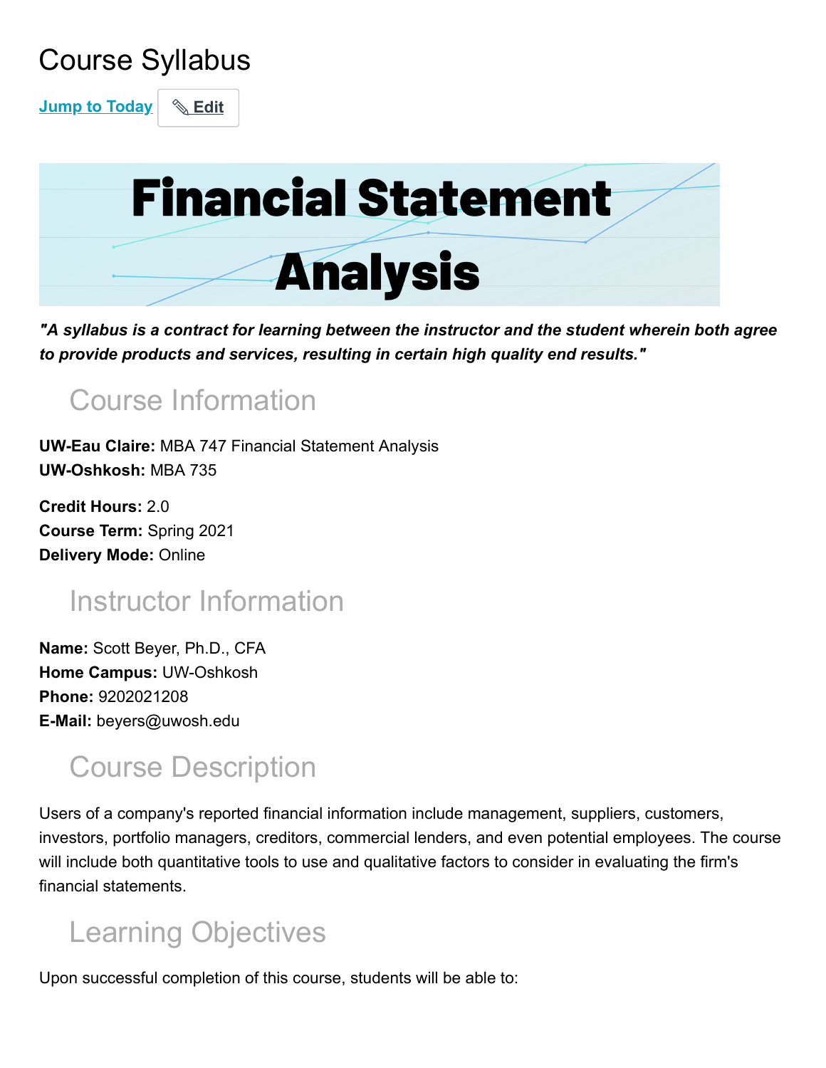# Course Syllabus

Jump to Today | Edit

# Financial Statement Analysis

***"A syllabus is a contract for learning between the instructor and the student wherein both agree to provide products and services, resulting in certain high quality end results."***

## Course Information

**UW-Eau Claire:** MBA 747 Financial Statement Analysis
**UW-Oshkosh:** MBA 735

**Credit Hours:** 2.0
**Course Term:** Spring 2021
**Delivery Mode:** Online

## Instructor Information

**Name:** Scott Beyer, Ph.D., CFA
**Home Campus:** UW-Oshkosh
**Phone:** 9202021208
**E-Mail:** beyers@uwosh.edu

## Course Description

Users of a company's reported financial information include management, suppliers, customers, investors, portfolio managers, creditors, commercial lenders, and even potential employees. The course will include both quantitative tools to use and qualitative factors to consider in evaluating the firm's financial statements.

## Learning Objectives

Upon successful completion of this course, students will be able to: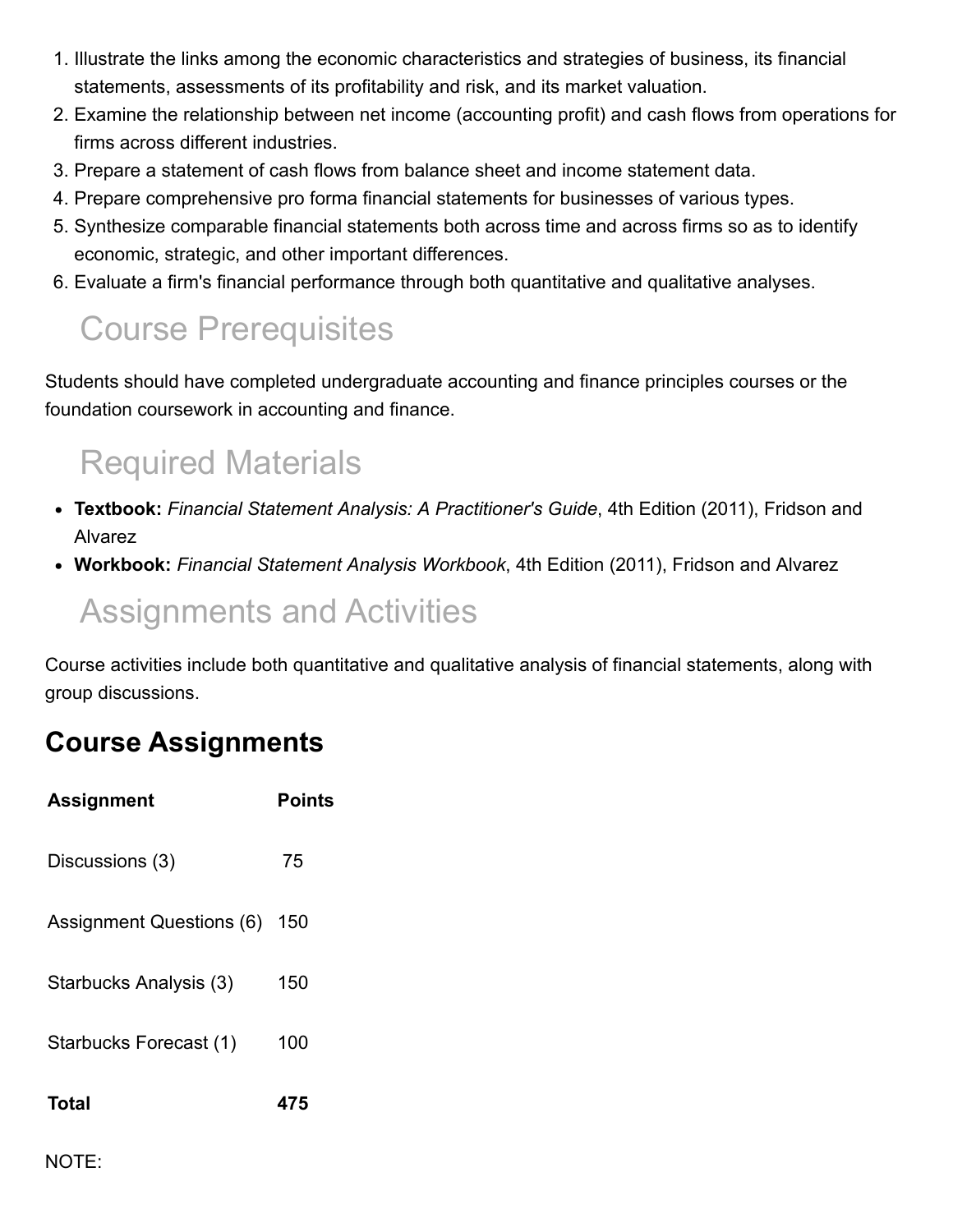1. Illustrate the links among the economic characteristics and strategies of business, its financial statements, assessments of its profitability and risk, and its market valuation.
2. Examine the relationship between net income (accounting profit) and cash flows from operations for firms across different industries.
3. Prepare a statement of cash flows from balance sheet and income statement data.
4. Prepare comprehensive pro forma financial statements for businesses of various types.
5. Synthesize comparable financial statements both across time and across firms so as to identify economic, strategic, and other important differences.
6. Evaluate a firm's financial performance through both quantitative and qualitative analyses.

## Course Prerequisites

Students should have completed undergraduate accounting and finance principles courses or the foundation coursework in accounting and finance.

## Required Materials

- **Textbook:** *Financial Statement Analysis: A Practitioner's Guide*, 4th Edition (2011), Fridson and Alvarez
- **Workbook:** *Financial Statement Analysis Workbook*, 4th Edition (2011), Fridson and Alvarez

## Assignments and Activities

Course activities include both quantitative and qualitative analysis of financial statements, along with group discussions.

### Course Assignments

| Assignment | Points |
|---|---|
| Discussions (3) | 75 |
| Assignment Questions (6) | 150 |
| Starbucks Analysis (3) | 150 |
| Starbucks Forecast (1) | 100 |
| **Total** | **475** |

NOTE: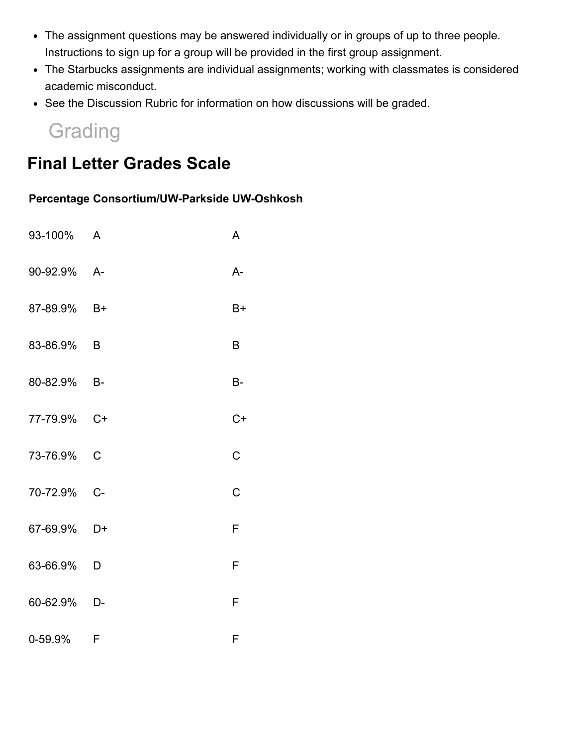- The assignment questions may be answered individually or in groups of up to three people. Instructions to sign up for a group will be provided in the first group assignment.
- The Starbucks assignments are individual assignments; working with classmates is considered academic misconduct.
- See the Discussion Rubric for information on how discussions will be graded.

# Grading

## Final Letter Grades Scale

| Percentage | Consortium/UW-Parkside | UW-Oshkosh |
|---|---|---|
| 93-100% | A | A |
| 90-92.9% | A- | A- |
| 87-89.9% | B+ | B+ |
| 83-86.9% | B | B |
| 80-82.9% | B- | B- |
| 77-79.9% | C+ | C+ |
| 73-76.9% | C | C |
| 70-72.9% | C- | C |
| 67-69.9% | D+ | F |
| 63-66.9% | D | F |
| 60-62.9% | D- | F |
| 0-59.9% | F | F |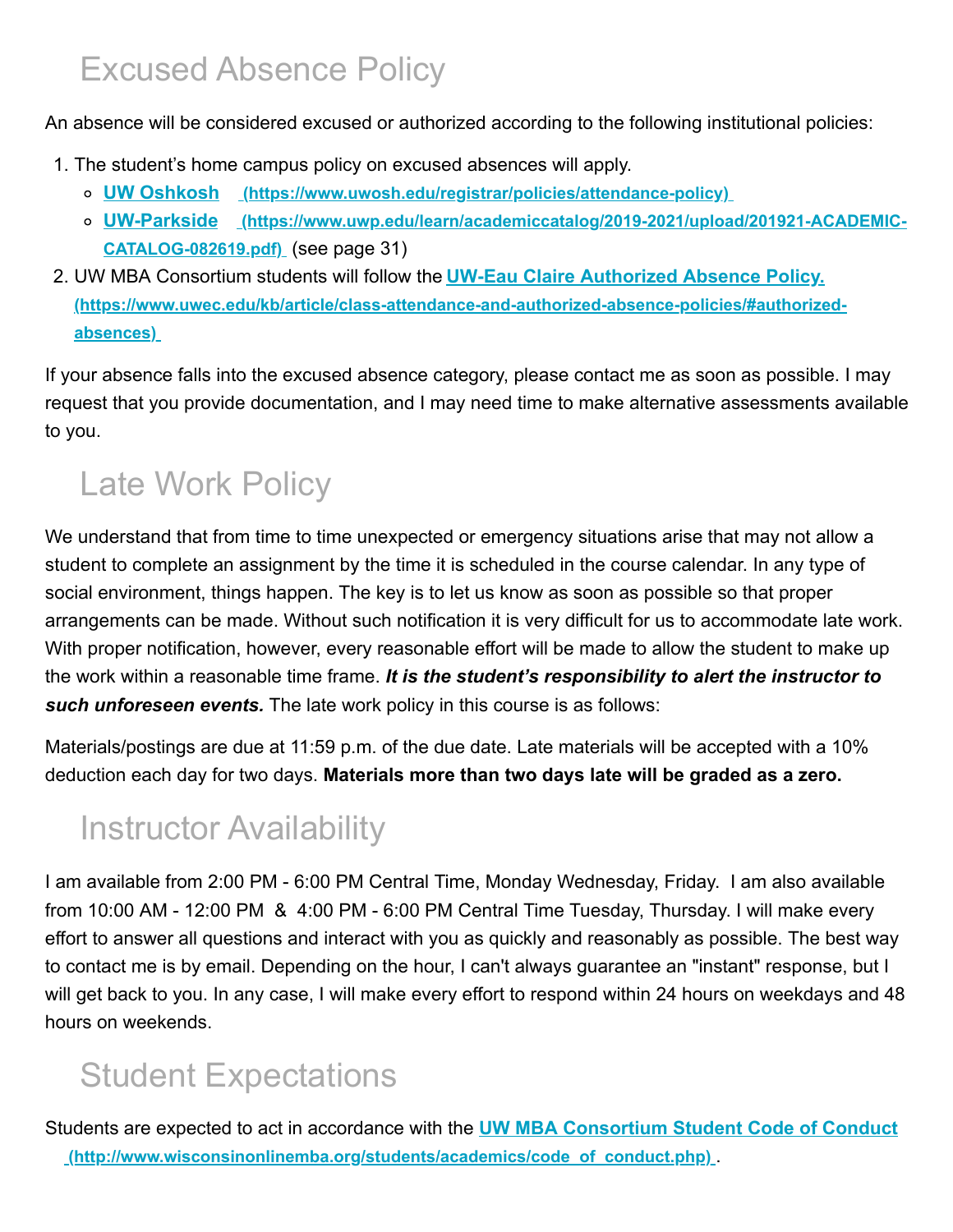## Excused Absence Policy

An absence will be considered excused or authorized according to the following institutional policies:

1. The student's home campus policy on excused absences will apply.
   - **UW Oshkosh** (https://www.uwosh.edu/registrar/policies/attendance-policy)
   - **UW-Parkside** (https://www.uwp.edu/learn/academiccatalog/2019-2021/upload/201921-ACADEMIC-CATALOG-082619.pdf) (see page 31)
2. UW MBA Consortium students will follow the **UW-Eau Claire Authorized Absence Policy.** (https://www.uwec.edu/kb/article/class-attendance-and-authorized-absence-policies/#authorized-absences)

If your absence falls into the excused absence category, please contact me as soon as possible. I may request that you provide documentation, and I may need time to make alternative assessments available to you.

## Late Work Policy

We understand that from time to time unexpected or emergency situations arise that may not allow a student to complete an assignment by the time it is scheduled in the course calendar. In any type of social environment, things happen. The key is to let us know as soon as possible so that proper arrangements can be made. Without such notification it is very difficult for us to accommodate late work. With proper notification, however, every reasonable effort will be made to allow the student to make up the work within a reasonable time frame. ***It is the student's responsibility to alert the instructor to such unforeseen events.*** The late work policy in this course is as follows:

Materials/postings are due at 11:59 p.m. of the due date. Late materials will be accepted with a 10% deduction each day for two days. **Materials more than two days late will be graded as a zero.**

## Instructor Availability

I am available from 2:00 PM - 6:00 PM Central Time, Monday Wednesday, Friday. I am also available from 10:00 AM - 12:00 PM & 4:00 PM - 6:00 PM Central Time Tuesday, Thursday. I will make every effort to answer all questions and interact with you as quickly and reasonably as possible. The best way to contact me is by email. Depending on the hour, I can't always guarantee an "instant" response, but I will get back to you. In any case, I will make every effort to respond within 24 hours on weekdays and 48 hours on weekends.

## Student Expectations

Students are expected to act in accordance with the **UW MBA Consortium Student Code of Conduct** (http://www.wisconsinonlinemba.org/students/academics/code_of_conduct.php).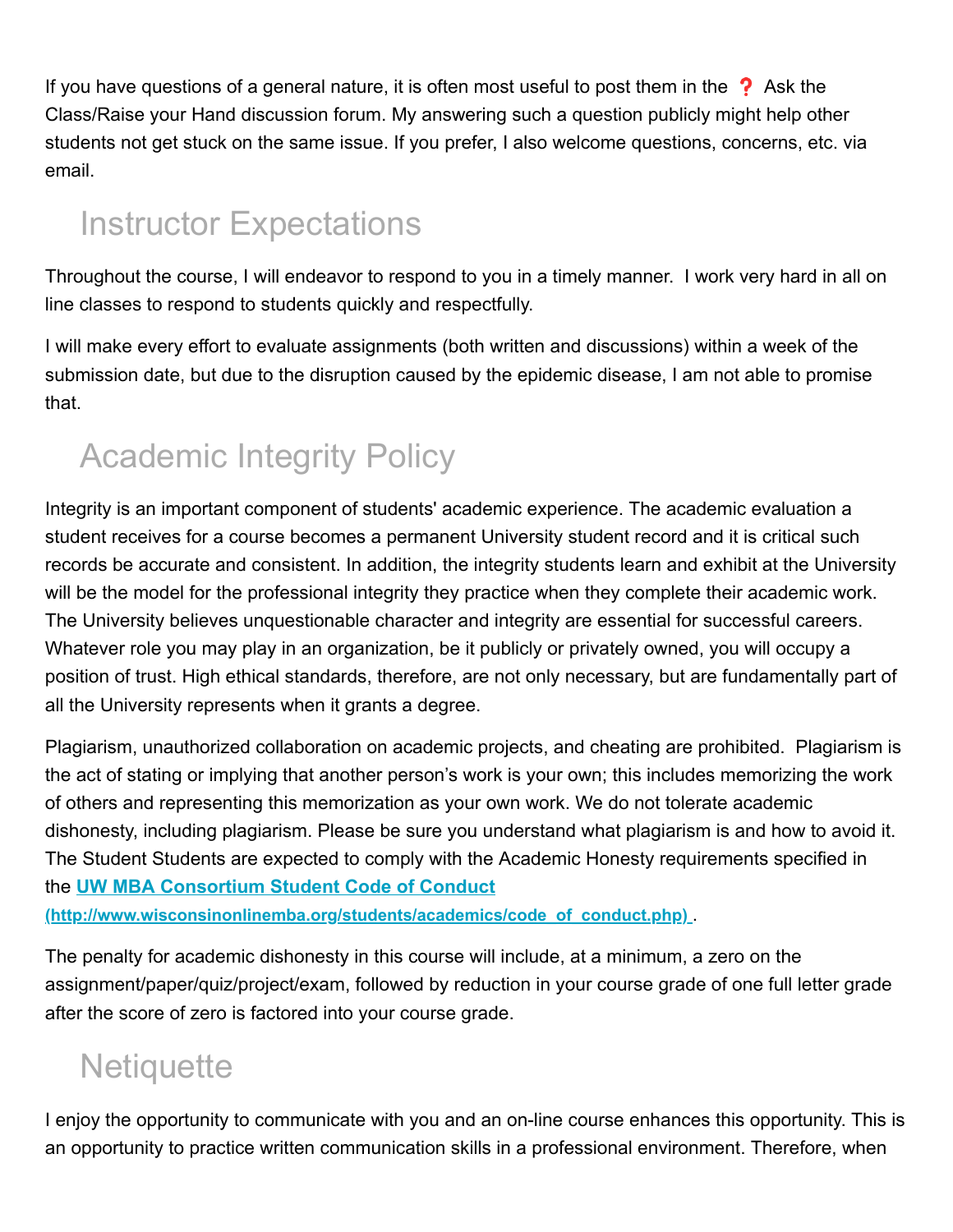If you have questions of a general nature, it is often most useful to post them in the ❓ Ask the Class/Raise your Hand discussion forum. My answering such a question publicly might help other students not get stuck on the same issue. If you prefer, I also welcome questions, concerns, etc. via email.

## Instructor Expectations

Throughout the course, I will endeavor to respond to you in a timely manner.  I work very hard in all on line classes to respond to students quickly and respectfully.

I will make every effort to evaluate assignments (both written and discussions) within a week of the submission date, but due to the disruption caused by the epidemic disease, I am not able to promise that.

## Academic Integrity Policy

Integrity is an important component of students' academic experience. The academic evaluation a student receives for a course becomes a permanent University student record and it is critical such records be accurate and consistent. In addition, the integrity students learn and exhibit at the University will be the model for the professional integrity they practice when they complete their academic work. The University believes unquestionable character and integrity are essential for successful careers. Whatever role you may play in an organization, be it publicly or privately owned, you will occupy a position of trust. High ethical standards, therefore, are not only necessary, but are fundamentally part of all the University represents when it grants a degree.

Plagiarism, unauthorized collaboration on academic projects, and cheating are prohibited.  Plagiarism is the act of stating or implying that another person's work is your own; this includes memorizing the work of others and representing this memorization as your own work. We do not tolerate academic dishonesty, including plagiarism. Please be sure you understand what plagiarism is and how to avoid it. The Student Students are expected to comply with the Academic Honesty requirements specified in the **[UW MBA Consortium Student Code of Conduct (http://www.wisconsinonlinemba.org/students/academics/code_of_conduct.php)](http://www.wisconsinonlinemba.org/students/academics/code_of_conduct.php)**.

The penalty for academic dishonesty in this course will include, at a minimum, a zero on the assignment/paper/quiz/project/exam, followed by reduction in your course grade of one full letter grade after the score of zero is factored into your course grade.

## Netiquette

I enjoy the opportunity to communicate with you and an on-line course enhances this opportunity. This is an opportunity to practice written communication skills in a professional environment. Therefore, when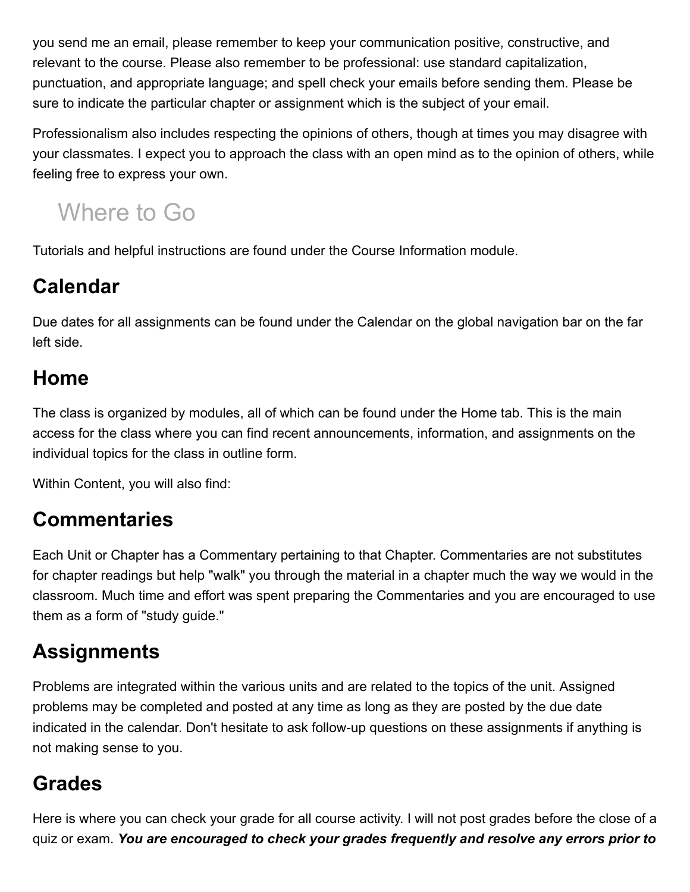you send me an email, please remember to keep your communication positive, constructive, and relevant to the course. Please also remember to be professional: use standard capitalization, punctuation, and appropriate language; and spell check your emails before sending them. Please be sure to indicate the particular chapter or assignment which is the subject of your email.

Professionalism also includes respecting the opinions of others, though at times you may disagree with your classmates. I expect you to approach the class with an open mind as to the opinion of others, while feeling free to express your own.

# Where to Go

Tutorials and helpful instructions are found under the Course Information module.

## Calendar

Due dates for all assignments can be found under the Calendar on the global navigation bar on the far left side.

## Home

The class is organized by modules, all of which can be found under the Home tab. This is the main access for the class where you can find recent announcements, information, and assignments on the individual topics for the class in outline form.

Within Content, you will also find:

## Commentaries

Each Unit or Chapter has a Commentary pertaining to that Chapter. Commentaries are not substitutes for chapter readings but help "walk" you through the material in a chapter much the way we would in the classroom. Much time and effort was spent preparing the Commentaries and you are encouraged to use them as a form of "study guide."

## Assignments

Problems are integrated within the various units and are related to the topics of the unit. Assigned problems may be completed and posted at any time as long as they are posted by the due date indicated in the calendar. Don't hesitate to ask follow-up questions on these assignments if anything is not making sense to you.

## Grades

Here is where you can check your grade for all course activity. I will not post grades before the close of a quiz or exam. ***You are encouraged to check your grades frequently and resolve any errors prior to***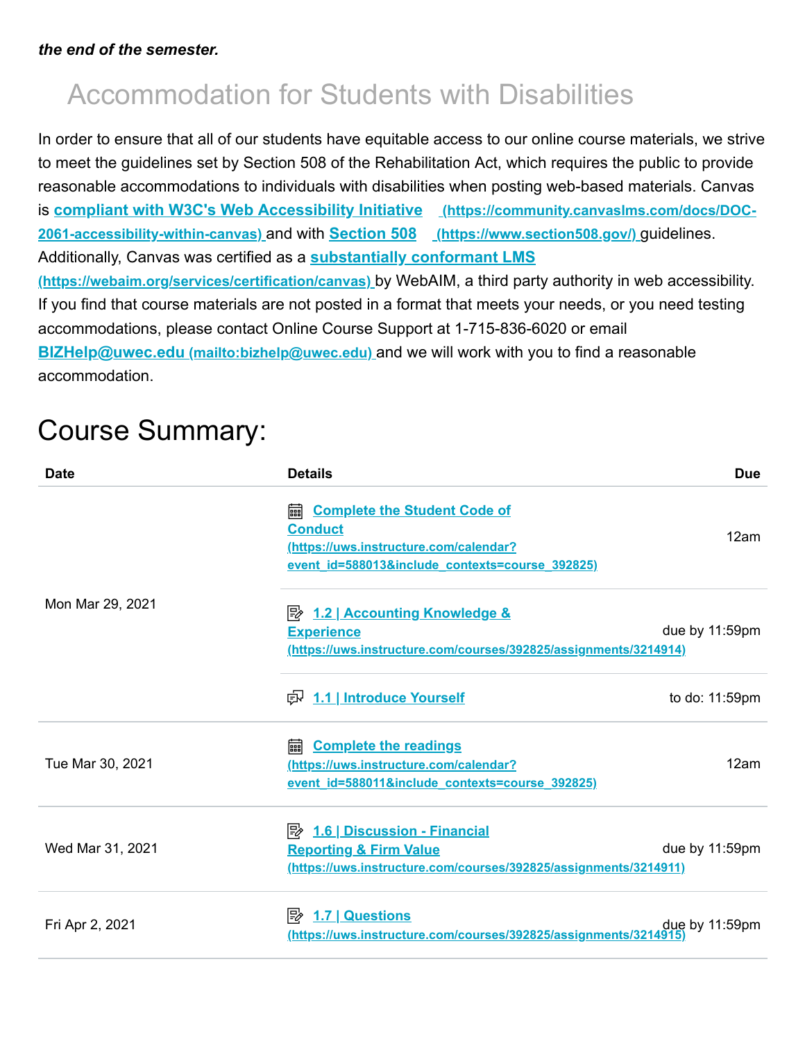***the end of the semester.***

## Accommodation for Students with Disabilities

In order to ensure that all of our students have equitable access to our online course materials, we strive to meet the guidelines set by Section 508 of the Rehabilitation Act, which requires the public to provide reasonable accommodations to individuals with disabilities when posting web-based materials. Canvas is **[compliant with W3C's Web Accessibility Initiative](https://community.canvaslms.com/docs/DOC-2061-accessibility-within-canvas)** (https://community.canvaslms.com/docs/DOC-2061-accessibility-within-canvas) and with **[Section 508](https://www.section508.gov/)** (https://www.section508.gov/) guidelines. Additionally, Canvas was certified as a **[substantially conformant LMS](https://webaim.org/services/certification/canvas)** (https://webaim.org/services/certification/canvas) by WebAIM, a third party authority in web accessibility. If you find that course materials are not posted in a format that meets your needs, or you need testing accommodations, please contact Online Course Support at 1-715-836-6020 or email **[BIZHelp@uwec.edu](mailto:bizhelp@uwec.edu)** (mailto:bizhelp@uwec.edu) and we will work with you to find a reasonable accommodation.

# Course Summary:

| Date | Details | Due |
|---|---|---|
| Mon Mar 29, 2021 | [Complete the Student Code of Conduct](https://uws.instructure.com/calendar?event_id=588013&include_contexts=course_392825) (https://uws.instructure.com/calendar?event_id=588013&include_contexts=course_392825) | 12am |
| | [1.2 \| Accounting Knowledge & Experience](https://uws.instructure.com/courses/392825/assignments/3214914) (https://uws.instructure.com/courses/392825/assignments/3214914) | due by 11:59pm |
| | [1.1 \| Introduce Yourself]() | to do: 11:59pm |
| Tue Mar 30, 2021 | [Complete the readings](https://uws.instructure.com/calendar?event_id=588011&include_contexts=course_392825) (https://uws.instructure.com/calendar?event_id=588011&include_contexts=course_392825) | 12am |
| Wed Mar 31, 2021 | [1.6 \| Discussion - Financial Reporting & Firm Value](https://uws.instructure.com/courses/392825/assignments/3214911) (https://uws.instructure.com/courses/392825/assignments/3214911) | due by 11:59pm |
| Fri Apr 2, 2021 | [1.7 \| Questions](https://uws.instructure.com/courses/392825/assignments/3214915) (https://uws.instructure.com/courses/392825/assignments/3214915) | due by 11:59pm |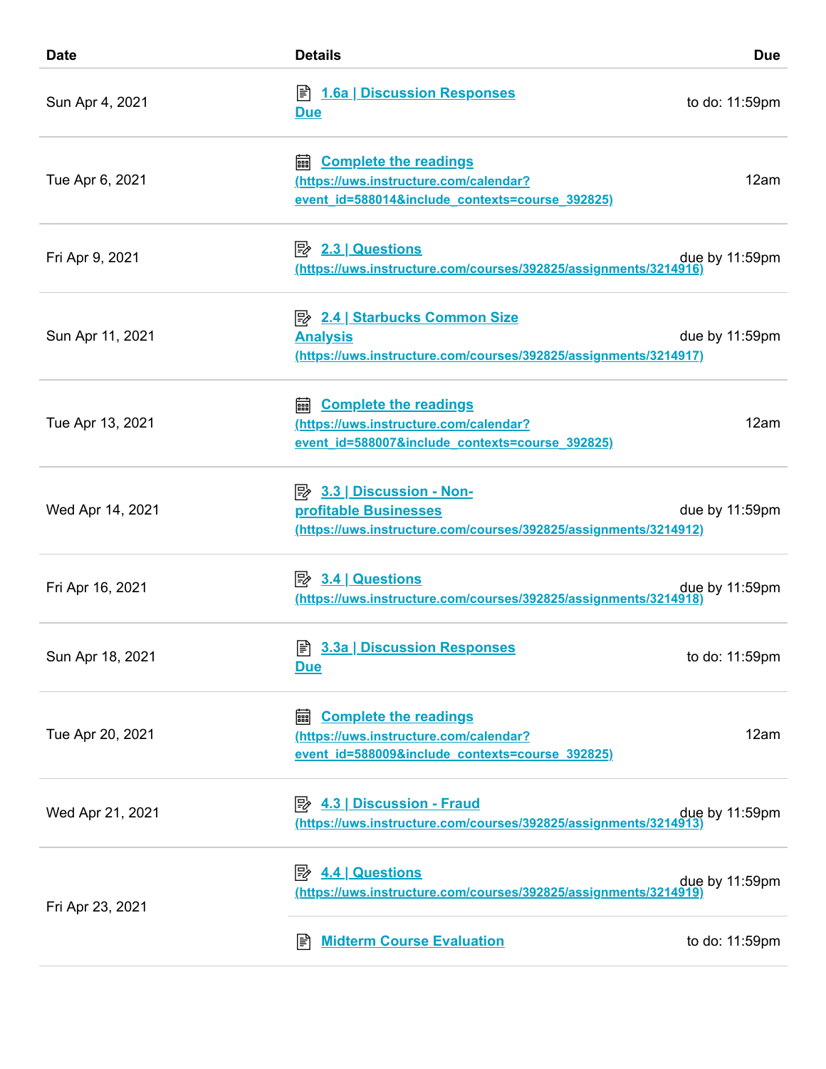| Date | Details | Due |
| --- | --- | --- |
| Sun Apr 4, 2021 | 1.6a \| Discussion Responses Due | to do: 11:59pm |
| Tue Apr 6, 2021 | Complete the readings (https://uws.instructure.com/calendar?event_id=588014&include_contexts=course_392825) | 12am |
| Fri Apr 9, 2021 | 2.3 \| Questions (https://uws.instructure.com/courses/392825/assignments/3214916) | due by 11:59pm |
| Sun Apr 11, 2021 | 2.4 \| Starbucks Common Size Analysis (https://uws.instructure.com/courses/392825/assignments/3214917) | due by 11:59pm |
| Tue Apr 13, 2021 | Complete the readings (https://uws.instructure.com/calendar?event_id=588007&include_contexts=course_392825) | 12am |
| Wed Apr 14, 2021 | 3.3 \| Discussion - Non-profitable Businesses (https://uws.instructure.com/courses/392825/assignments/3214912) | due by 11:59pm |
| Fri Apr 16, 2021 | 3.4 \| Questions (https://uws.instructure.com/courses/392825/assignments/3214918) | due by 11:59pm |
| Sun Apr 18, 2021 | 3.3a \| Discussion Responses Due | to do: 11:59pm |
| Tue Apr 20, 2021 | Complete the readings (https://uws.instructure.com/calendar?event_id=588009&include_contexts=course_392825) | 12am |
| Wed Apr 21, 2021 | 4.3 \| Discussion - Fraud (https://uws.instructure.com/courses/392825/assignments/3214913) | due by 11:59pm |
| Fri Apr 23, 2021 | 4.4 \| Questions (https://uws.instructure.com/courses/392825/assignments/3214919) | due by 11:59pm |
| | Midterm Course Evaluation | to do: 11:59pm |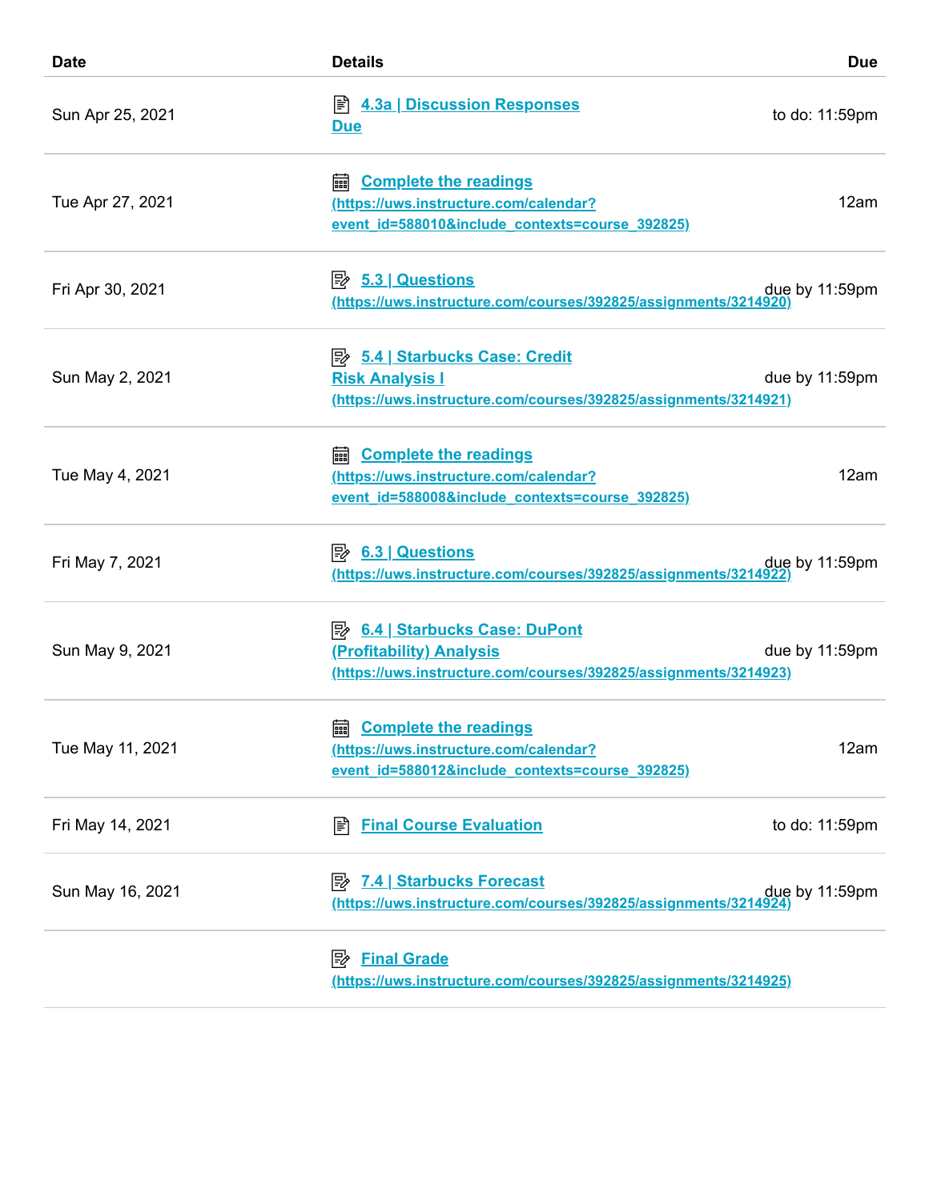| Date | Details | Due |
|---|---|---|
| Sun Apr 25, 2021 | 4.3a \| Discussion Responses Due | to do: 11:59pm |
| Tue Apr 27, 2021 | Complete the readings (https://uws.instructure.com/calendar?event_id=588010&include_contexts=course_392825) | 12am |
| Fri Apr 30, 2021 | 5.3 \| Questions (https://uws.instructure.com/courses/392825/assignments/3214920) | due by 11:59pm |
| Sun May 2, 2021 | 5.4 \| Starbucks Case: Credit Risk Analysis I (https://uws.instructure.com/courses/392825/assignments/3214921) | due by 11:59pm |
| Tue May 4, 2021 | Complete the readings (https://uws.instructure.com/calendar?event_id=588008&include_contexts=course_392825) | 12am |
| Fri May 7, 2021 | 6.3 \| Questions (https://uws.instructure.com/courses/392825/assignments/3214922) | due by 11:59pm |
| Sun May 9, 2021 | 6.4 \| Starbucks Case: DuPont (Profitability) Analysis (https://uws.instructure.com/courses/392825/assignments/3214923) | due by 11:59pm |
| Tue May 11, 2021 | Complete the readings (https://uws.instructure.com/calendar?event_id=588012&include_contexts=course_392825) | 12am |
| Fri May 14, 2021 | Final Course Evaluation | to do: 11:59pm |
| Sun May 16, 2021 | 7.4 \| Starbucks Forecast (https://uws.instructure.com/courses/392825/assignments/3214924) | due by 11:59pm |
| | Final Grade (https://uws.instructure.com/courses/392825/assignments/3214925) | |